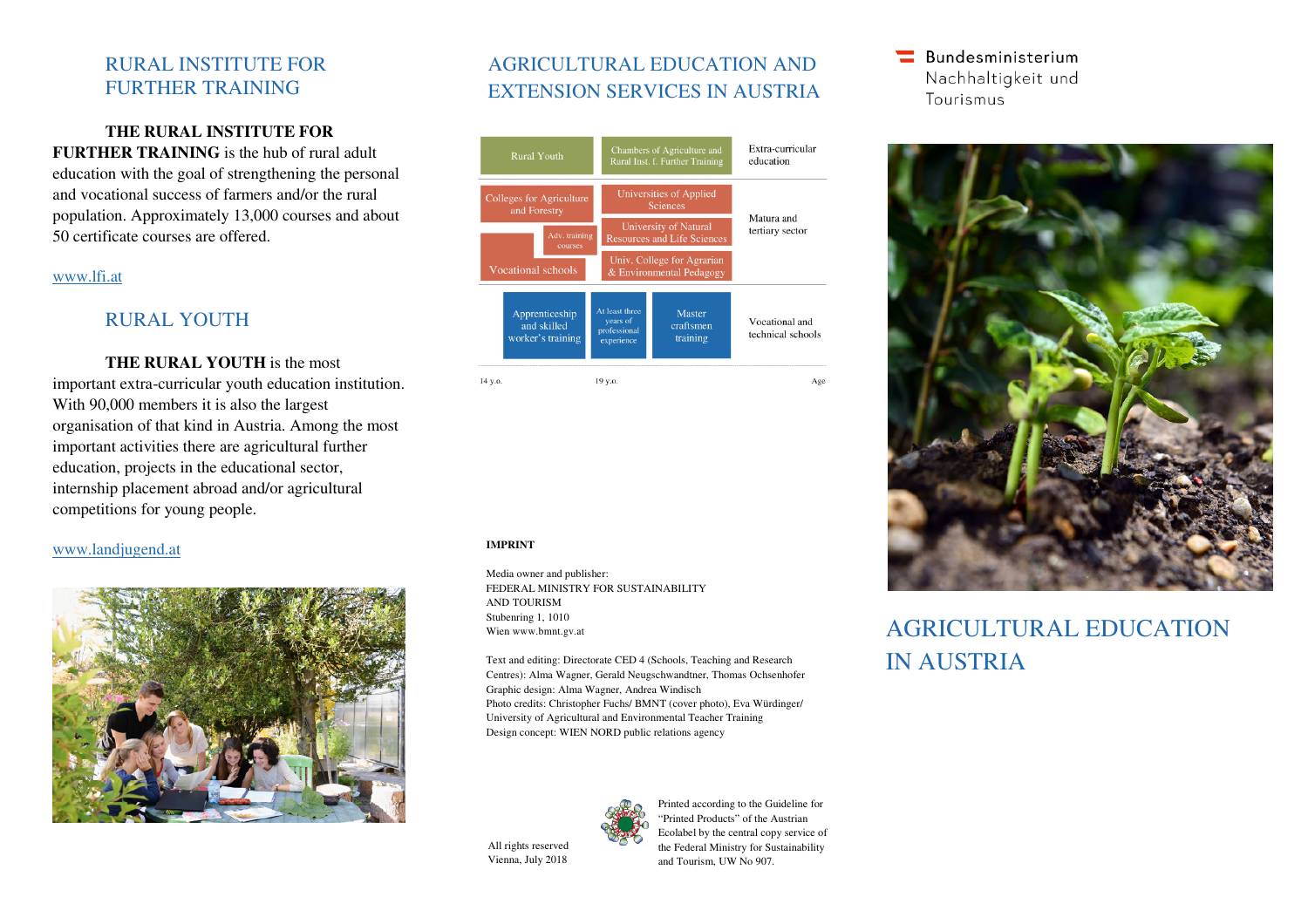## RURAL INSTITUTE FOR FURTHER TRAINING

**THE RURAL INSTITUTE FOR FURTHER TRAINING** is the hub of rural adult education with the goal of strengthening the personal and vocational success of farmers and/or the rural population. Approximately 13,000 courses and about 50 certificate courses are offered.

www.lfi.at

## RURAL YOUTH

**THE RURAL YOUTH** is the most important extra-curricular youth education institution. With 90,000 members it is also the largest organisation of that kind in Austria. Among the most important activities there are agricultural further education, projects in the educational sector, internship placement abroad and/or agricultural competitions for young people.

www.landjugend.at

## AGRICULTURAL EDUCATION AND EXTENSION SERVICES IN AUSTRIA

Rural Youth

Chambers of Agriculture and Rural Inst. f. Further Training

Extra-curricular education

Colleges for Agriculture and Forestry

Adv. training courses

Vocational schools

Universities of Applied Sciences

University of Natural Resources and Life Sciences

Univ. College for Agrarian & Environmental Pedagogy

Matura and tertiary sector

Apprenticeship and skilled worker's training

At least three years of professional experience

Master craftsmen training

Vocational and technical schools

14 y.o. 19 y.o. Age

**IMPRINT**

Media owner and publisher:
FEDERAL MINISTRY FOR SUSTAINABILITY AND TOURISM
Stubenring 1, 1010
Wien www.bmnt.gv.at

Text and editing: Directorate CED 4 (Schools, Teaching and Research Centres): Alma Wagner, Gerald Neugschwandtner, Thomas Ochsenhofer
Graphic design: Alma Wagner, Andrea Windisch
Photo credits: Christopher Fuchs/ BMNT (cover photo), Eva Würdinger/ University of Agricultural and Environmental Teacher Training
Design concept: WIEN NORD public relations agency

All rights reserved
Vienna, July 2018

Printed according to the Guideline for "Printed Products" of the Austrian Ecolabel by the central copy service of the Federal Ministry for Sustainability and Tourism, UW No 907.

Bundesministerium
Nachhaltigkeit und
Tourismus

# AGRICULTURAL EDUCATION IN AUSTRIA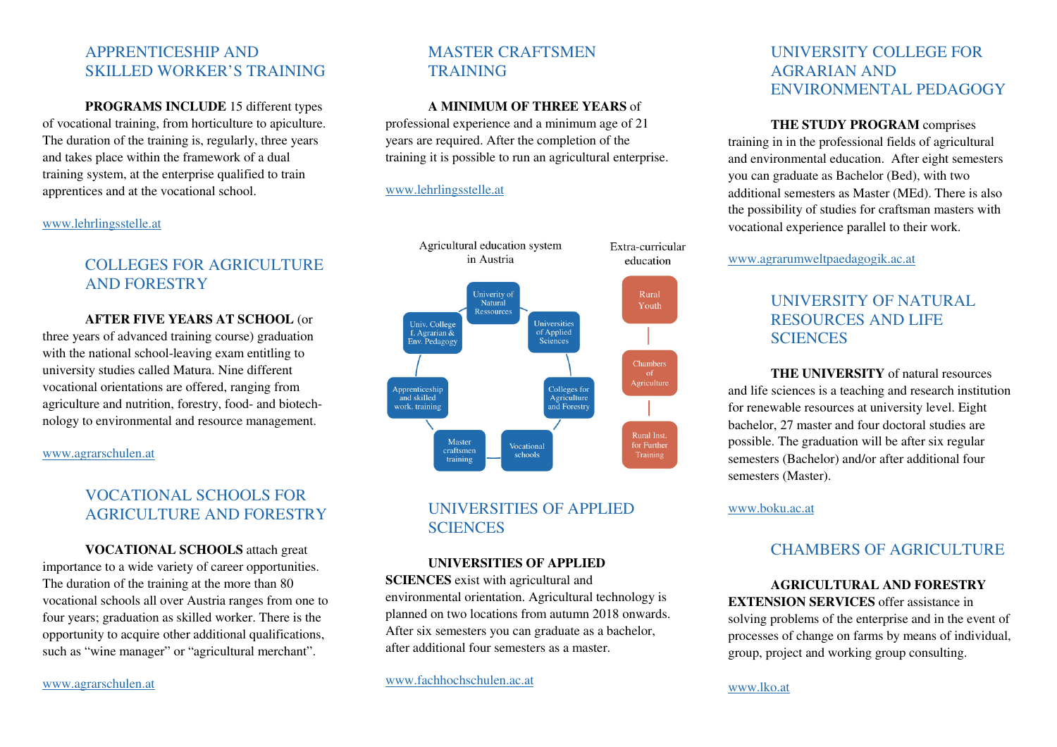## APPRENTICESHIP AND SKILLED WORKER'S TRAINING

**PROGRAMS INCLUDE** 15 different types of vocational training, from horticulture to apiculture. The duration of the training is, regularly, three years and takes place within the framework of a dual training system, at the enterprise qualified to train apprentices and at the vocational school.

www.lehrlingsstelle.at

## COLLEGES FOR AGRICULTURE AND FORESTRY

**AFTER FIVE YEARS AT SCHOOL** (or three years of advanced training course) graduation with the national school-leaving exam entitling to university studies called Matura. Nine different vocational orientations are offered, ranging from agriculture and nutrition, forestry, food- and biotech-nology to environmental and resource management.

www.agrarschulen.at

## VOCATIONAL SCHOOLS FOR AGRICULTURE AND FORESTRY

**VOCATIONAL SCHOOLS** attach great importance to a wide variety of career opportunities. The duration of the training at the more than 80 vocational schools all over Austria ranges from one to four years; graduation as skilled worker. There is the opportunity to acquire other additional qualifications, such as "wine manager" or "agricultural merchant".

www.agrarschulen.at

## MASTER CRAFTSMEN TRAINING

**A MINIMUM OF THREE YEARS** of professional experience and a minimum age of 21 years are required. After the completion of the training it is possible to run an agricultural enterprise.

www.lehrlingsstelle.at

Agricultural education system in Austria

Univerity of Natural Ressources
Universities of Applied Sciences
Colleges for Agriculture and Forestry
Vocational schools
Master craftsmen training
Apprenticeship and skilled work. training
Univ. College f. Agrarian & Env. Pedagogy

Extra-curricular education

Rural Youth
Chambers of Agriculture
Rural Inst. for Further Training

## UNIVERSITIES OF APPLIED SCIENCES

**UNIVERSITIES OF APPLIED SCIENCES** exist with agricultural and environmental orientation. Agricultural technology is planned on two locations from autumn 2018 onwards. After six semesters you can graduate as a bachelor, after additional four semesters as a master.

www.fachhochschulen.ac.at

## UNIVERSITY COLLEGE FOR AGRARIAN AND ENVIRONMENTAL PEDAGOGY

**THE STUDY PROGRAM** comprises training in in the professional fields of agricultural and environmental education. After eight semesters you can graduate as Bachelor (Bed), with two additional semesters as Master (MEd). There is also the possibility of studies for craftsman masters with vocational experience parallel to their work.

www.agrarumweltpaedagogik.ac.at

## UNIVERSITY OF NATURAL RESOURCES AND LIFE SCIENCES

**THE UNIVERSITY** of natural resources and life sciences is a teaching and research institution for renewable resources at university level. Eight bachelor, 27 master and four doctoral studies are possible. The graduation will be after six regular semesters (Bachelor) and/or after additional four semesters (Master).

www.boku.ac.at

## CHAMBERS OF AGRICULTURE

**AGRICULTURAL AND FORESTRY EXTENSION SERVICES** offer assistance in solving problems of the enterprise and in the event of processes of change on farms by means of individual, group, project and working group consulting.

www.lko.at